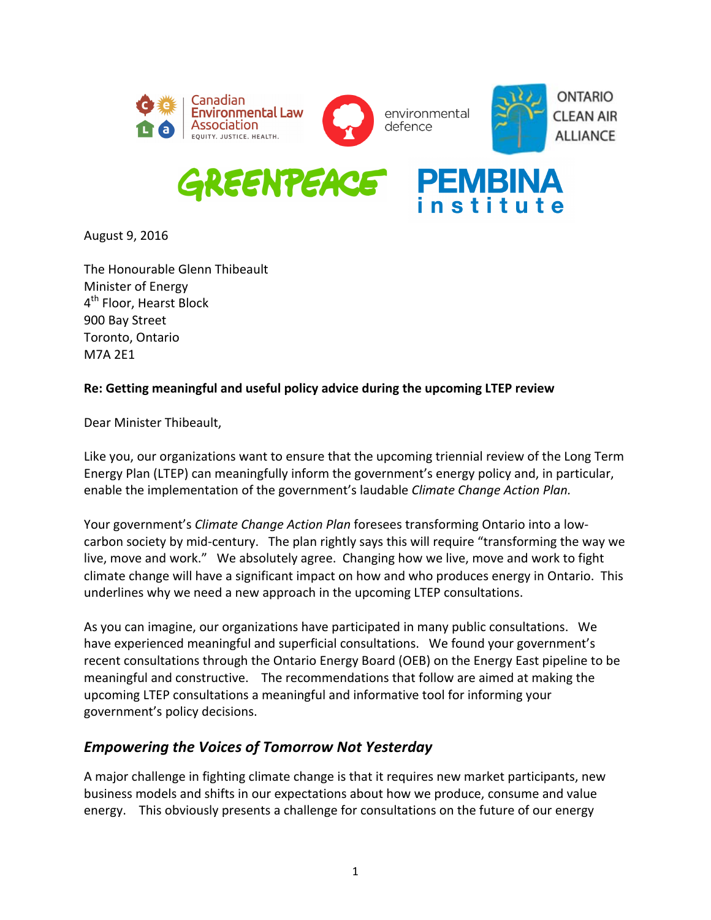August 9, 2016

The Honourable Glenn Thibeault
Minister of Energy
4th Floor, Hearst Block
900 Bay Street
Toronto, Ontario
M7A 2E1

**Re: Getting meaningful and useful policy advice during the upcoming LTEP review**

Dear Minister Thibeault,

Like you, our organizations want to ensure that the upcoming triennial review of the Long Term Energy Plan (LTEP) can meaningfully inform the government's energy policy and, in particular, enable the implementation of the government's laudable *Climate Change Action Plan.*

Your government's *Climate Change Action Plan* foresees transforming Ontario into a low-carbon society by mid-century. The plan rightly says this will require "transforming the way we live, move and work." We absolutely agree. Changing how we live, move and work to fight climate change will have a significant impact on how and who produces energy in Ontario. This underlines why we need a new approach in the upcoming LTEP consultations.

As you can imagine, our organizations have participated in many public consultations. We have experienced meaningful and superficial consultations. We found your government's recent consultations through the Ontario Energy Board (OEB) on the Energy East pipeline to be meaningful and constructive. The recommendations that follow are aimed at making the upcoming LTEP consultations a meaningful and informative tool for informing your government's policy decisions.

## *Empowering the Voices of Tomorrow Not Yesterday*

A major challenge in fighting climate change is that it requires new market participants, new business models and shifts in our expectations about how we produce, consume and value energy. This obviously presents a challenge for consultations on the future of our energy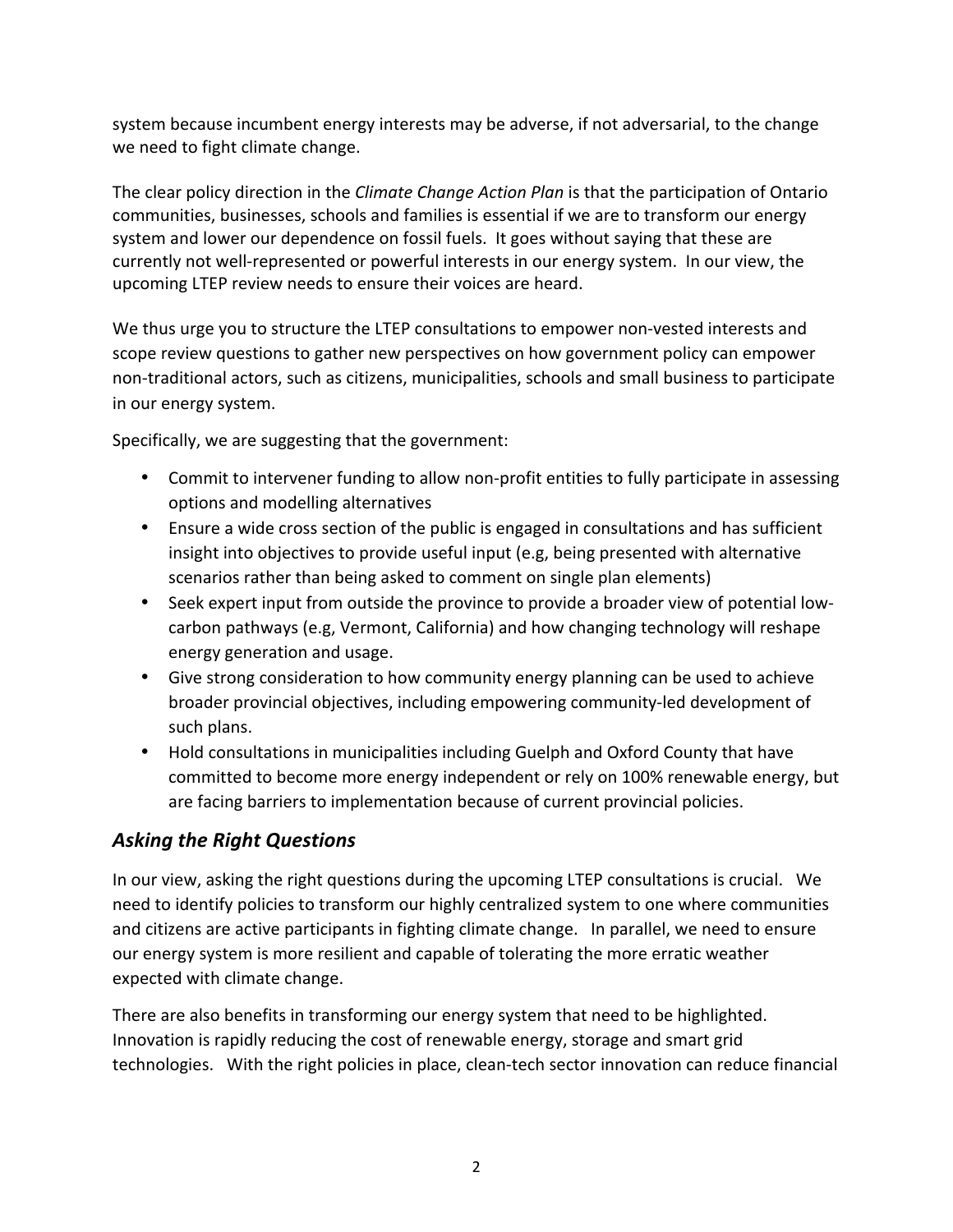system because incumbent energy interests may be adverse, if not adversarial, to the change we need to fight climate change.

The clear policy direction in the *Climate Change Action Plan* is that the participation of Ontario communities, businesses, schools and families is essential if we are to transform our energy system and lower our dependence on fossil fuels. It goes without saying that these are currently not well-represented or powerful interests in our energy system. In our view, the upcoming LTEP review needs to ensure their voices are heard.

We thus urge you to structure the LTEP consultations to empower non-vested interests and scope review questions to gather new perspectives on how government policy can empower non-traditional actors, such as citizens, municipalities, schools and small business to participate in our energy system.

Specifically, we are suggesting that the government:

- Commit to intervener funding to allow non-profit entities to fully participate in assessing options and modelling alternatives
- Ensure a wide cross section of the public is engaged in consultations and has sufficient insight into objectives to provide useful input (e.g, being presented with alternative scenarios rather than being asked to comment on single plan elements)
- Seek expert input from outside the province to provide a broader view of potential low-carbon pathways (e.g, Vermont, California) and how changing technology will reshape energy generation and usage.
- Give strong consideration to how community energy planning can be used to achieve broader provincial objectives, including empowering community-led development of such plans.
- Hold consultations in municipalities including Guelph and Oxford County that have committed to become more energy independent or rely on 100% renewable energy, but are facing barriers to implementation because of current provincial policies.

## *Asking the Right Questions*

In our view, asking the right questions during the upcoming LTEP consultations is crucial. We need to identify policies to transform our highly centralized system to one where communities and citizens are active participants in fighting climate change. In parallel, we need to ensure our energy system is more resilient and capable of tolerating the more erratic weather expected with climate change.

There are also benefits in transforming our energy system that need to be highlighted. Innovation is rapidly reducing the cost of renewable energy, storage and smart grid technologies. With the right policies in place, clean-tech sector innovation can reduce financial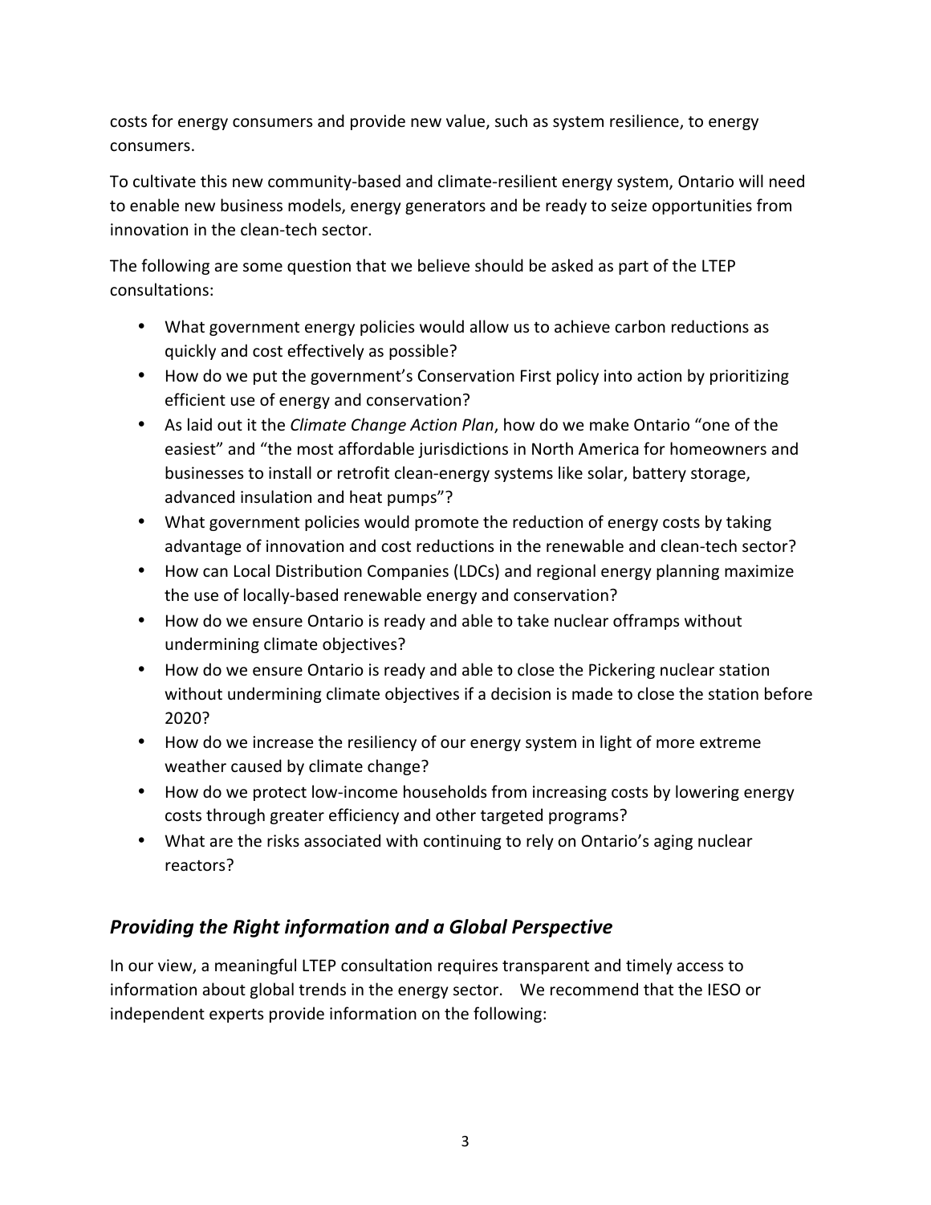costs for energy consumers and provide new value, such as system resilience, to energy consumers.

To cultivate this new community-based and climate-resilient energy system, Ontario will need to enable new business models, energy generators and be ready to seize opportunities from innovation in the clean-tech sector.

The following are some question that we believe should be asked as part of the LTEP consultations:

- What government energy policies would allow us to achieve carbon reductions as quickly and cost effectively as possible?
- How do we put the government's Conservation First policy into action by prioritizing efficient use of energy and conservation?
- As laid out it the *Climate Change Action Plan*, how do we make Ontario "one of the easiest" and "the most affordable jurisdictions in North America for homeowners and businesses to install or retrofit clean-energy systems like solar, battery storage, advanced insulation and heat pumps"?
- What government policies would promote the reduction of energy costs by taking advantage of innovation and cost reductions in the renewable and clean-tech sector?
- How can Local Distribution Companies (LDCs) and regional energy planning maximize the use of locally-based renewable energy and conservation?
- How do we ensure Ontario is ready and able to take nuclear offramps without undermining climate objectives?
- How do we ensure Ontario is ready and able to close the Pickering nuclear station without undermining climate objectives if a decision is made to close the station before 2020?
- How do we increase the resiliency of our energy system in light of more extreme weather caused by climate change?
- How do we protect low-income households from increasing costs by lowering energy costs through greater efficiency and other targeted programs?
- What are the risks associated with continuing to rely on Ontario's aging nuclear reactors?

## *Providing the Right information and a Global Perspective*

In our view, a meaningful LTEP consultation requires transparent and timely access to information about global trends in the energy sector. We recommend that the IESO or independent experts provide information on the following: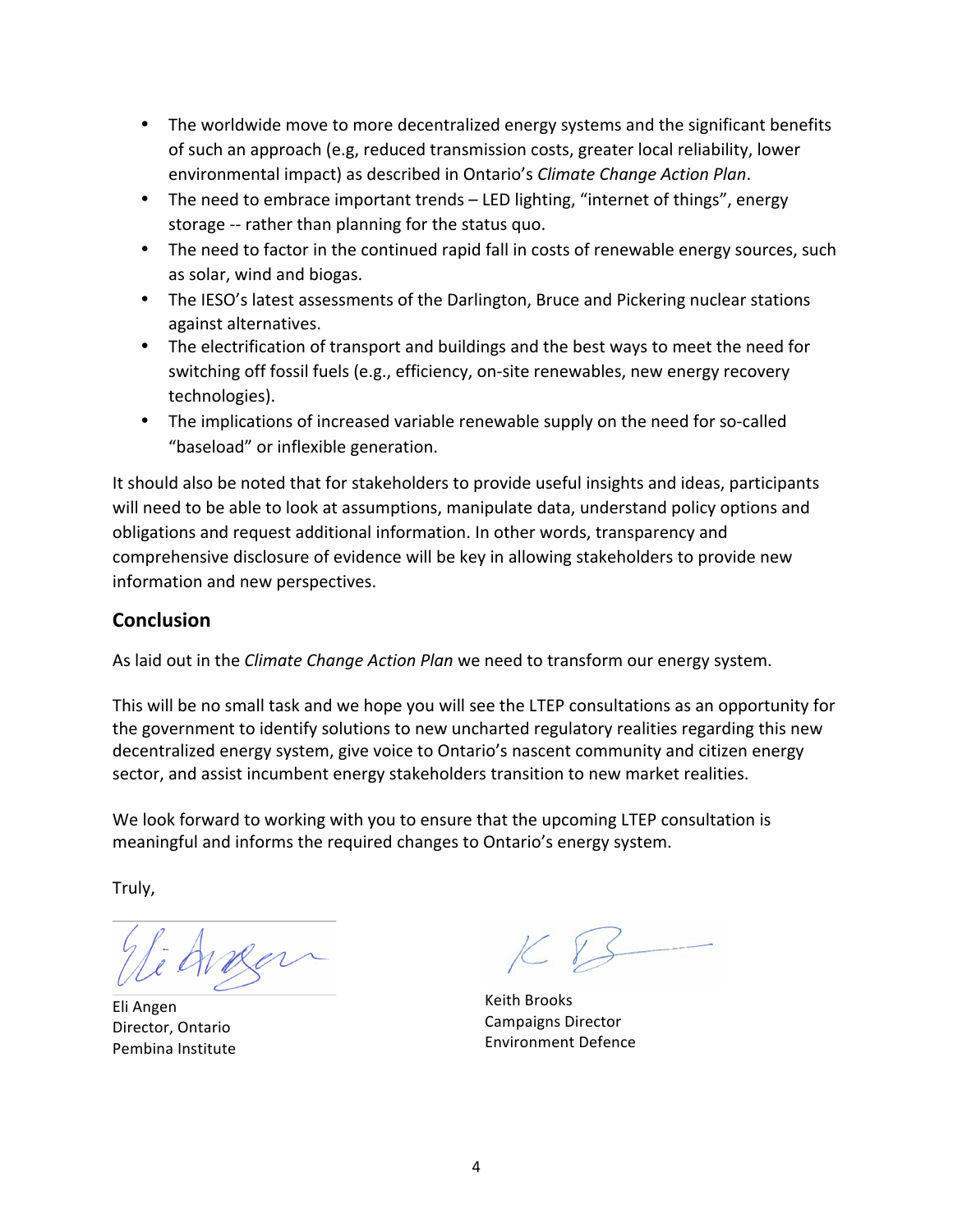- The worldwide move to more decentralized energy systems and the significant benefits of such an approach (e.g, reduced transmission costs, greater local reliability, lower environmental impact) as described in Ontario's *Climate Change Action Plan*.
- The need to embrace important trends – LED lighting, "internet of things", energy storage -- rather than planning for the status quo.
- The need to factor in the continued rapid fall in costs of renewable energy sources, such as solar, wind and biogas.
- The IESO's latest assessments of the Darlington, Bruce and Pickering nuclear stations against alternatives.
- The electrification of transport and buildings and the best ways to meet the need for switching off fossil fuels (e.g., efficiency, on-site renewables, new energy recovery technologies).
- The implications of increased variable renewable supply on the need for so-called "baseload" or inflexible generation.

It should also be noted that for stakeholders to provide useful insights and ideas, participants will need to be able to look at assumptions, manipulate data, understand policy options and obligations and request additional information. In other words, transparency and comprehensive disclosure of evidence will be key in allowing stakeholders to provide new information and new perspectives.

## Conclusion

As laid out in the *Climate Change Action Plan* we need to transform our energy system.

This will be no small task and we hope you will see the LTEP consultations as an opportunity for the government to identify solutions to new uncharted regulatory realities regarding this new decentralized energy system, give voice to Ontario's nascent community and citizen energy sector, and assist incumbent energy stakeholders transition to new market realities.

We look forward to working with you to ensure that the upcoming LTEP consultation is meaningful and informs the required changes to Ontario's energy system.

Truly,

Eli Angen
Director, Ontario
Pembina Institute

Keith Brooks
Campaigns Director
Environment Defence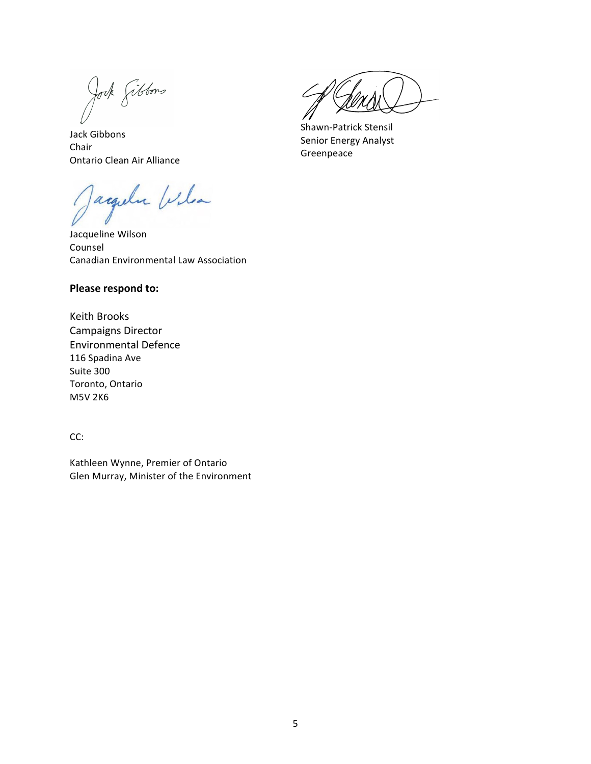Jack Gibbons
Chair
Ontario Clean Air Alliance

Shawn-Patrick Stensil
Senior Energy Analyst
Greenpeace

Jacqueline Wilson
Counsel
Canadian Environmental Law Association

**Please respond to:**

Keith Brooks
Campaigns Director
Environmental Defence
116 Spadina Ave
Suite 300
Toronto, Ontario
M5V 2K6

CC:

Kathleen Wynne, Premier of Ontario
Glen Murray, Minister of the Environment